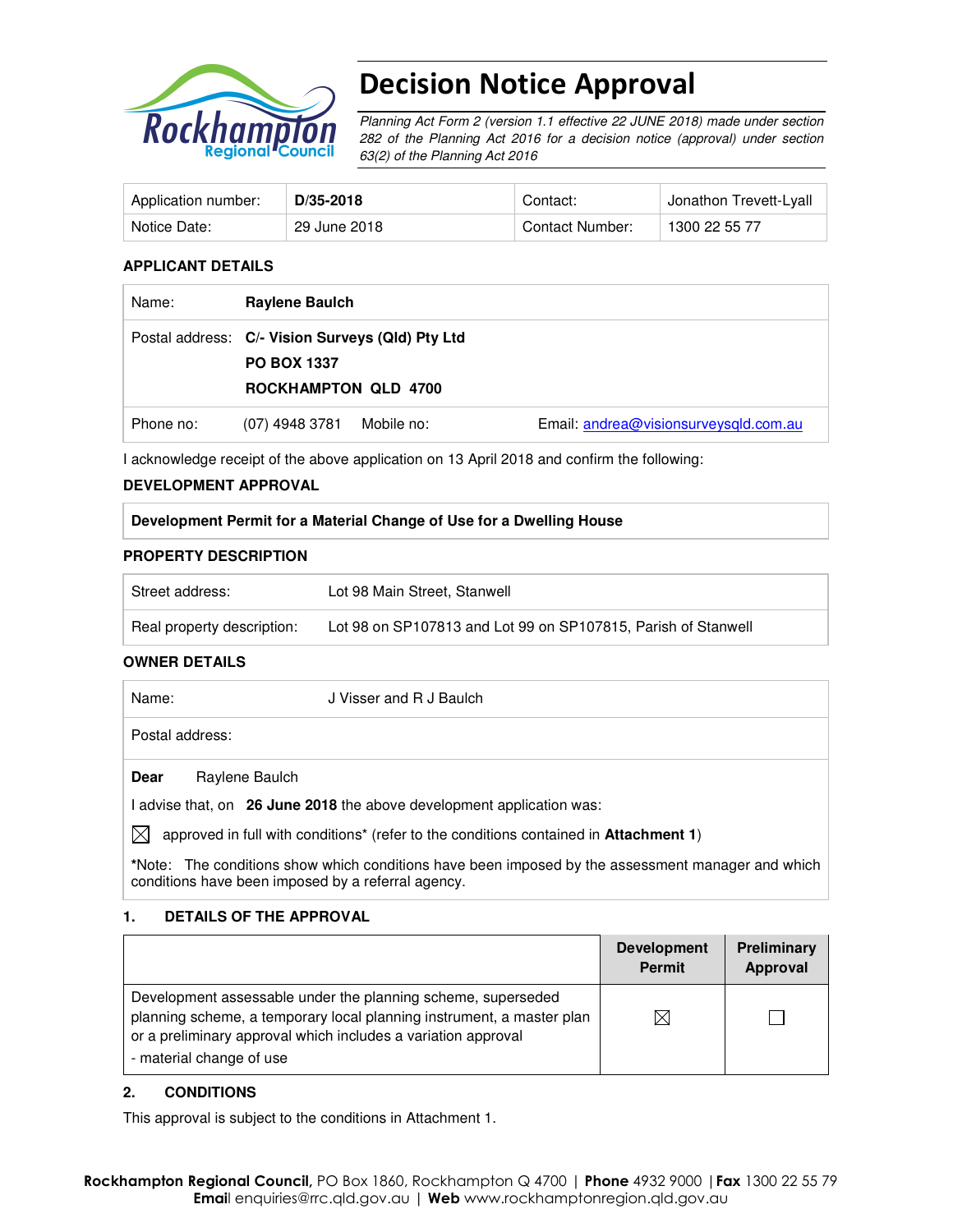# Decision Notice Approval

*Planning Act Form 2 (version 1.1 effective 22 JUNE 2018) made under section 282 of the Planning Act 2016 for a decision notice (approval) under section 63(2) of the Planning Act 2016*

| Application number: | **D/35-2018** | Contact: | Jonathon Trevett-Lyall |
|---|---|---|---|
| Notice Date: | 29 June 2018 | Contact Number: | 1300 22 55 77 |

**APPLICANT DETAILS**

| | | | |
|---|---|---|---|
| Name: | **Raylene Baulch** | | |
| Postal address: | **C/- Vision Surveys (Qld) Pty Ltd**<br>**PO BOX 1337**<br>**ROCKHAMPTON QLD 4700** | | |
| Phone no: | (07) 4948 3781 | Mobile no: | Email: andrea@visionsurveysqld.com.au |

I acknowledge receipt of the above application on 13 April 2018 and confirm the following:

**DEVELOPMENT APPROVAL**

| **Development Permit for a Material Change of Use for a Dwelling House** |
|---|

**PROPERTY DESCRIPTION**

| | |
|---|---|
| Street address: | Lot 98 Main Street, Stanwell |
| Real property description: | Lot 98 on SP107813 and Lot 99 on SP107815, Parish of Stanwell |

**OWNER DETAILS**

| | |
|---|---|
| Name: | J Visser and R J Baulch |
| Postal address: | |

**Dear** Raylene Baulch

I advise that, on **26 June 2018** the above development application was:

☒ approved in full with conditions* (refer to the conditions contained in **Attachment 1**)

*Note: The conditions show which conditions have been imposed by the assessment manager and which conditions have been imposed by a referral agency.

## 1. DETAILS OF THE APPROVAL

| | Development Permit | Preliminary Approval |
|---|---|---|
| Development assessable under the planning scheme, superseded planning scheme, a temporary local planning instrument, a master plan or a preliminary approval which includes a variation approval<br>- material change of use | ☒ | ☐ |

## 2. CONDITIONS

This approval is subject to the conditions in Attachment 1.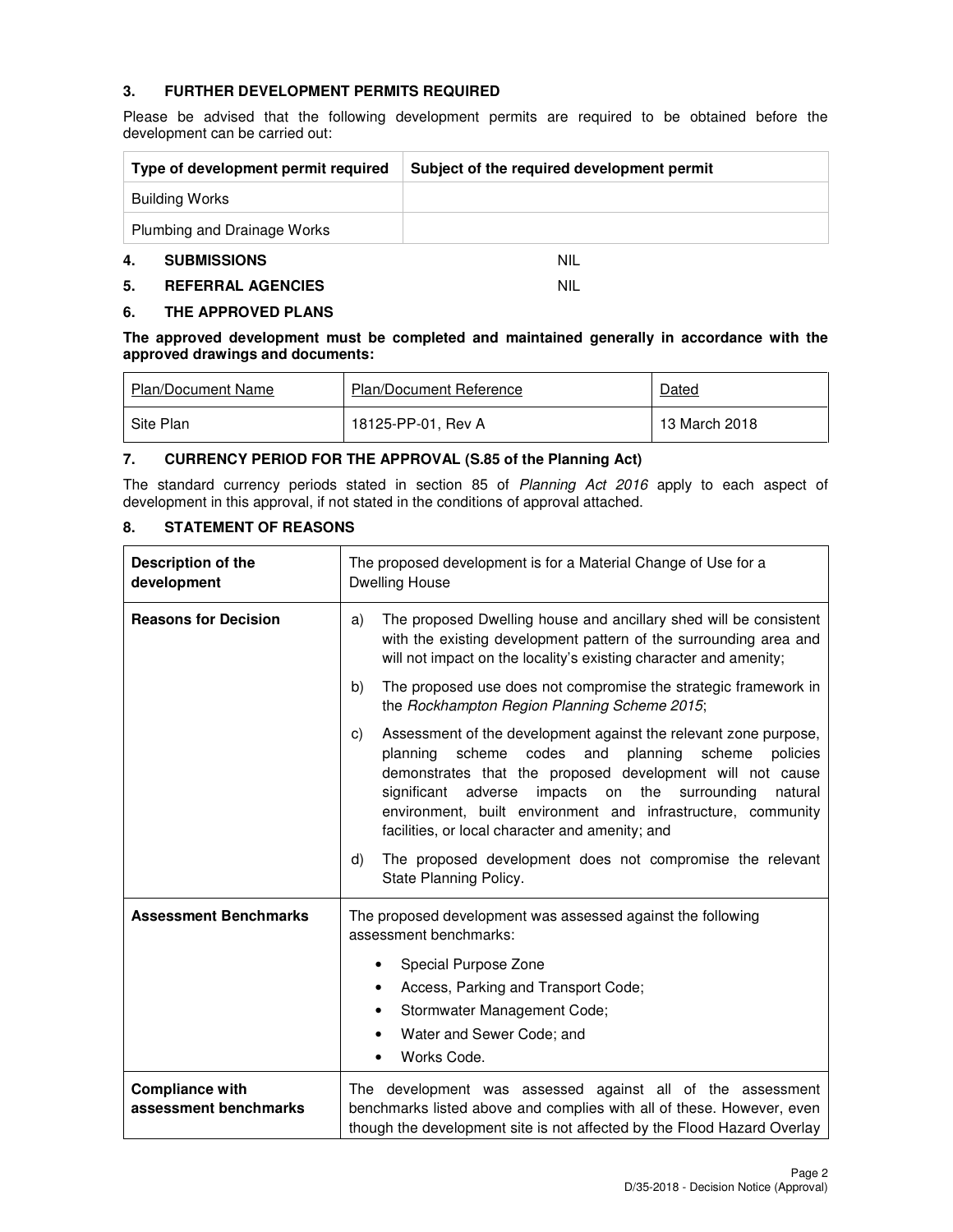## 3. FURTHER DEVELOPMENT PERMITS REQUIRED

Please be advised that the following development permits are required to be obtained before the development can be carried out:

| Type of development permit required | Subject of the required development permit |
|---|---|
| Building Works | |
| Plumbing and Drainage Works | |

## 4. SUBMISSIONS

NIL

## 5. REFERRAL AGENCIES

NIL

## 6. THE APPROVED PLANS

**The approved development must be completed and maintained generally in accordance with the approved drawings and documents:**

| Plan/Document Name | Plan/Document Reference | Dated |
|---|---|---|
| Site Plan | 18125-PP-01, Rev A | 13 March 2018 |

## 7. CURRENCY PERIOD FOR THE APPROVAL (S.85 of the Planning Act)

The standard currency periods stated in section 85 of *Planning Act 2016* apply to each aspect of development in this approval, if not stated in the conditions of approval attached.

## 8. STATEMENT OF REASONS

| | |
|---|---|
| **Description of the development** | The proposed development is for a Material Change of Use for a Dwelling House |
| **Reasons for Decision** | a) The proposed Dwelling house and ancillary shed will be consistent with the existing development pattern of the surrounding area and will not impact on the locality's existing character and amenity;<br>b) The proposed use does not compromise the strategic framework in the *Rockhampton Region Planning Scheme 2015*;<br>c) Assessment of the development against the relevant zone purpose, planning scheme codes and planning scheme policies demonstrates that the proposed development will not cause significant adverse impacts on the surrounding natural environment, built environment and infrastructure, community facilities, or local character and amenity; and<br>d) The proposed development does not compromise the relevant State Planning Policy. |
| **Assessment Benchmarks** | The proposed development was assessed against the following assessment benchmarks:<br>• Special Purpose Zone<br>• Access, Parking and Transport Code;<br>• Stormwater Management Code;<br>• Water and Sewer Code; and<br>• Works Code. |
| **Compliance with assessment benchmarks** | The development was assessed against all of the assessment benchmarks listed above and complies with all of these. However, even though the development site is not affected by the Flood Hazard Overlay |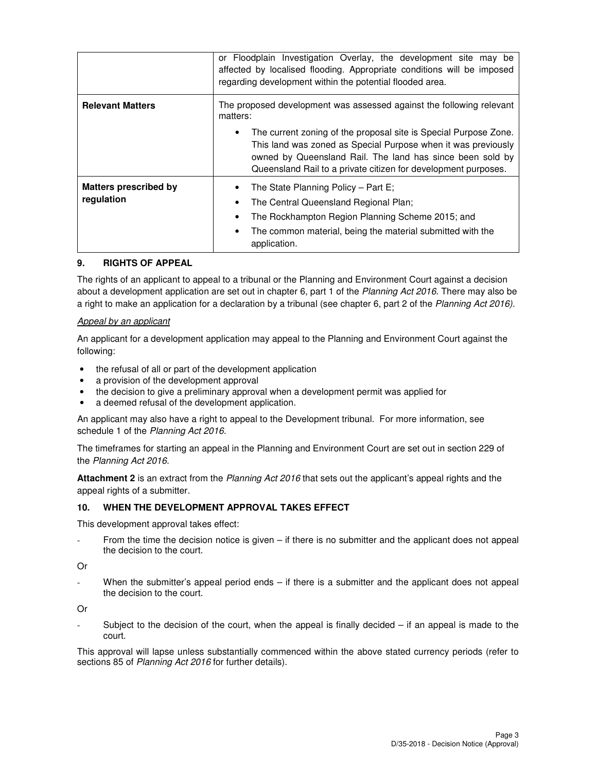| | |
|---|---|
| | or Floodplain Investigation Overlay, the development site may be affected by localised flooding. Appropriate conditions will be imposed regarding development within the potential flooded area. |
| **Relevant Matters** | The proposed development was assessed against the following relevant matters:<br>• The current zoning of the proposal site is Special Purpose Zone. This land was zoned as Special Purpose when it was previously owned by Queensland Rail. The land has since been sold by Queensland Rail to a private citizen for development purposes. |
| **Matters prescribed by regulation** | • The State Planning Policy – Part E;<br>• The Central Queensland Regional Plan;<br>• The Rockhampton Region Planning Scheme 2015; and<br>• The common material, being the material submitted with the application. |

## 9. RIGHTS OF APPEAL

The rights of an applicant to appeal to a tribunal or the Planning and Environment Court against a decision about a development application are set out in chapter 6, part 1 of the *Planning Act 2016*. There may also be a right to make an application for a declaration by a tribunal (see chapter 6, part 2 of the *Planning Act 2016).*

*Appeal by an applicant*

An applicant for a development application may appeal to the Planning and Environment Court against the following:

- the refusal of all or part of the development application
- a provision of the development approval
- the decision to give a preliminary approval when a development permit was applied for
- a deemed refusal of the development application.

An applicant may also have a right to appeal to the Development tribunal. For more information, see schedule 1 of the *Planning Act 2016*.

The timeframes for starting an appeal in the Planning and Environment Court are set out in section 229 of the *Planning Act 2016*.

**Attachment 2** is an extract from the *Planning Act 2016* that sets out the applicant's appeal rights and the appeal rights of a submitter.

## 10. WHEN THE DEVELOPMENT APPROVAL TAKES EFFECT

This development approval takes effect:

- From the time the decision notice is given – if there is no submitter and the applicant does not appeal the decision to the court.

Or

- When the submitter's appeal period ends – if there is a submitter and the applicant does not appeal the decision to the court.

Or

- Subject to the decision of the court, when the appeal is finally decided – if an appeal is made to the court.

This approval will lapse unless substantially commenced within the above stated currency periods (refer to sections 85 of *Planning Act 2016* for further details).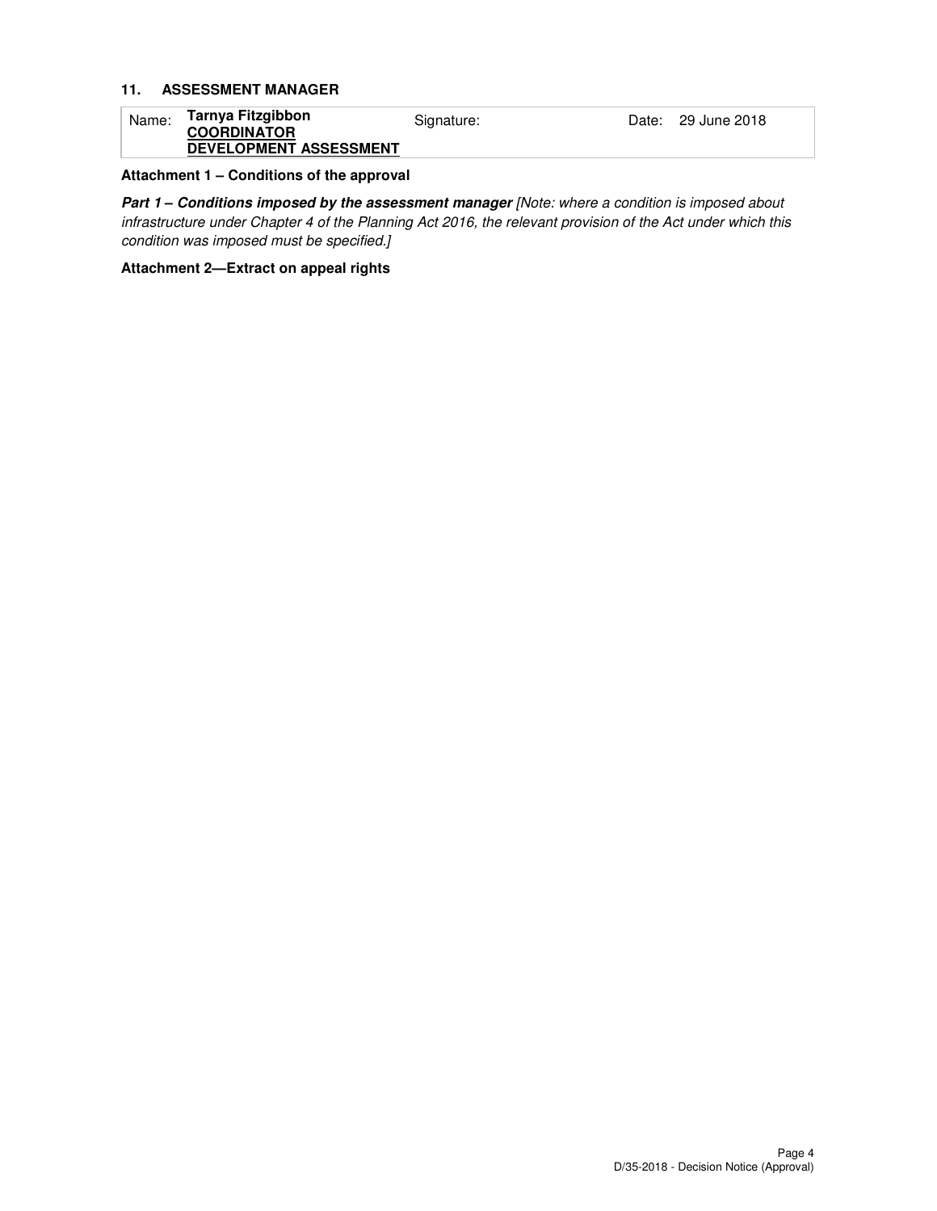### 11. ASSESSMENT MANAGER

| Name: | **Tarnya Fitzgibbon**<br>**COORDINATOR**<br>**DEVELOPMENT ASSESSMENT** | Signature: | | Date: | 29 June 2018 |
|---|---|---|---|---|---|

**Attachment 1 – Conditions of the approval**

***Part 1 – Conditions imposed by the assessment manager*** *[Note: where a condition is imposed about infrastructure under Chapter 4 of the Planning Act 2016, the relevant provision of the Act under which this condition was imposed must be specified.]*

**Attachment 2—Extract on appeal rights**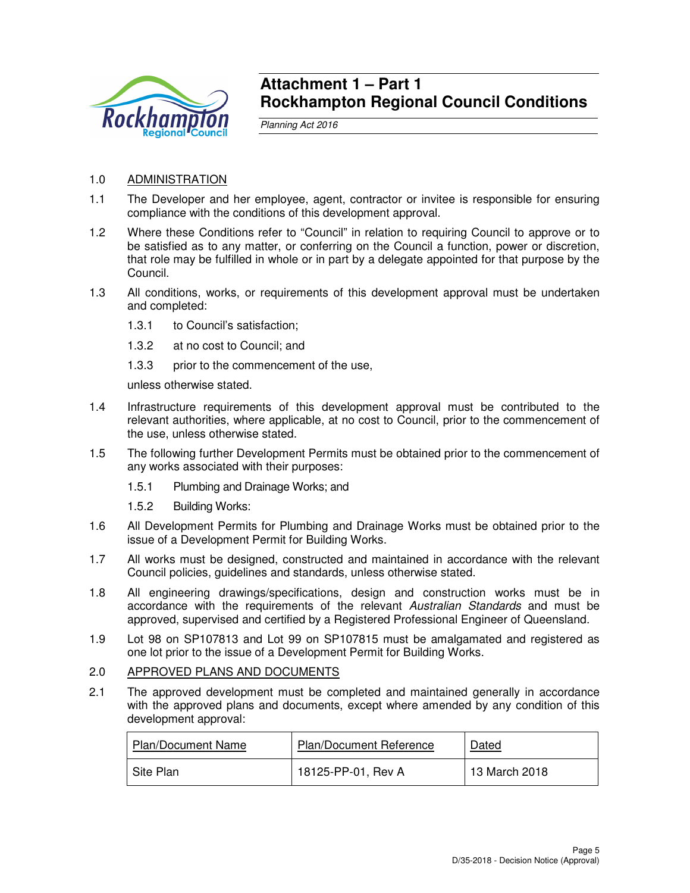# Attachment 1 – Part 1
# Rockhampton Regional Council Conditions

*Planning Act 2016*

1.0 ADMINISTRATION

1.1 The Developer and her employee, agent, contractor or invitee is responsible for ensuring compliance with the conditions of this development approval.

1.2 Where these Conditions refer to "Council" in relation to requiring Council to approve or to be satisfied as to any matter, or conferring on the Council a function, power or discretion, that role may be fulfilled in whole or in part by a delegate appointed for that purpose by the Council.

1.3 All conditions, works, or requirements of this development approval must be undertaken and completed:

1.3.1 to Council's satisfaction;

1.3.2 at no cost to Council; and

1.3.3 prior to the commencement of the use,

unless otherwise stated.

1.4 Infrastructure requirements of this development approval must be contributed to the relevant authorities, where applicable, at no cost to Council, prior to the commencement of the use, unless otherwise stated.

1.5 The following further Development Permits must be obtained prior to the commencement of any works associated with their purposes:

1.5.1 Plumbing and Drainage Works; and

1.5.2 Building Works:

1.6 All Development Permits for Plumbing and Drainage Works must be obtained prior to the issue of a Development Permit for Building Works.

1.7 All works must be designed, constructed and maintained in accordance with the relevant Council policies, guidelines and standards, unless otherwise stated.

1.8 All engineering drawings/specifications, design and construction works must be in accordance with the requirements of the relevant *Australian Standards* and must be approved, supervised and certified by a Registered Professional Engineer of Queensland.

1.9 Lot 98 on SP107813 and Lot 99 on SP107815 must be amalgamated and registered as one lot prior to the issue of a Development Permit for Building Works.

2.0 APPROVED PLANS AND DOCUMENTS

2.1 The approved development must be completed and maintained generally in accordance with the approved plans and documents, except where amended by any condition of this development approval:

| Plan/Document Name | Plan/Document Reference | Dated |
|---|---|---|
| Site Plan | 18125-PP-01, Rev A | 13 March 2018 |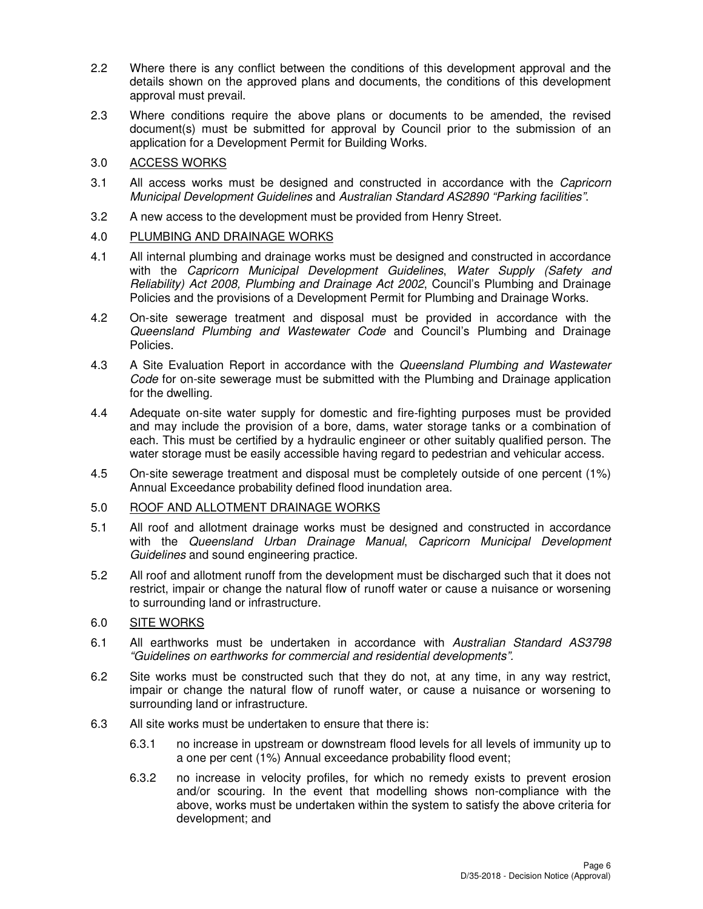2.2 Where there is any conflict between the conditions of this development approval and the details shown on the approved plans and documents, the conditions of this development approval must prevail.

2.3 Where conditions require the above plans or documents to be amended, the revised document(s) must be submitted for approval by Council prior to the submission of an application for a Development Permit for Building Works.

## 3.0 ACCESS WORKS

3.1 All access works must be designed and constructed in accordance with the *Capricorn Municipal Development Guidelines* and *Australian Standard AS2890 "Parking facilities"*.

3.2 A new access to the development must be provided from Henry Street.

## 4.0 PLUMBING AND DRAINAGE WORKS

4.1 All internal plumbing and drainage works must be designed and constructed in accordance with the *Capricorn Municipal Development Guidelines*, *Water Supply (Safety and Reliability) Act 2008, Plumbing and Drainage Act 2002*, Council's Plumbing and Drainage Policies and the provisions of a Development Permit for Plumbing and Drainage Works.

4.2 On-site sewerage treatment and disposal must be provided in accordance with the *Queensland Plumbing and Wastewater Code* and Council's Plumbing and Drainage Policies.

4.3 A Site Evaluation Report in accordance with the *Queensland Plumbing and Wastewater Code* for on-site sewerage must be submitted with the Plumbing and Drainage application for the dwelling.

4.4 Adequate on-site water supply for domestic and fire-fighting purposes must be provided and may include the provision of a bore, dams, water storage tanks or a combination of each. This must be certified by a hydraulic engineer or other suitably qualified person. The water storage must be easily accessible having regard to pedestrian and vehicular access.

4.5 On-site sewerage treatment and disposal must be completely outside of one percent (1%) Annual Exceedance probability defined flood inundation area.

## 5.0 ROOF AND ALLOTMENT DRAINAGE WORKS

5.1 All roof and allotment drainage works must be designed and constructed in accordance with the *Queensland Urban Drainage Manual*, *Capricorn Municipal Development Guidelines* and sound engineering practice.

5.2 All roof and allotment runoff from the development must be discharged such that it does not restrict, impair or change the natural flow of runoff water or cause a nuisance or worsening to surrounding land or infrastructure.

## 6.0 SITE WORKS

6.1 All earthworks must be undertaken in accordance with *Australian Standard AS3798 "Guidelines on earthworks for commercial and residential developments".*

6.2 Site works must be constructed such that they do not, at any time, in any way restrict, impair or change the natural flow of runoff water, or cause a nuisance or worsening to surrounding land or infrastructure.

6.3 All site works must be undertaken to ensure that there is:

6.3.1 no increase in upstream or downstream flood levels for all levels of immunity up to a one per cent (1%) Annual exceedance probability flood event;

6.3.2 no increase in velocity profiles, for which no remedy exists to prevent erosion and/or scouring. In the event that modelling shows non-compliance with the above, works must be undertaken within the system to satisfy the above criteria for development; and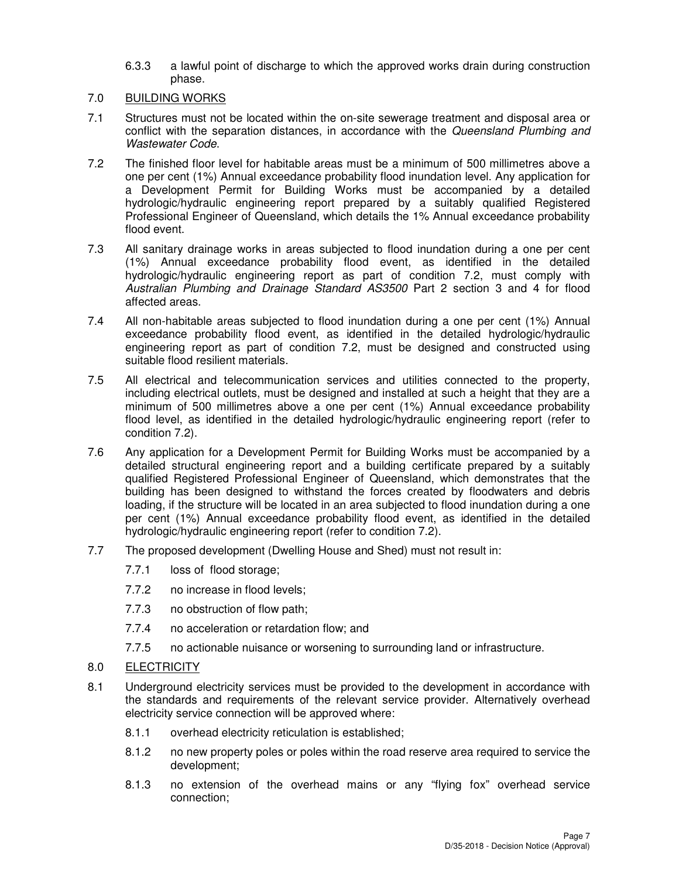6.3.3 a lawful point of discharge to which the approved works drain during construction phase.

## 7.0 BUILDING WORKS

7.1 Structures must not be located within the on-site sewerage treatment and disposal area or conflict with the separation distances, in accordance with the *Queensland Plumbing and Wastewater Code*.

7.2 The finished floor level for habitable areas must be a minimum of 500 millimetres above a one per cent (1%) Annual exceedance probability flood inundation level. Any application for a Development Permit for Building Works must be accompanied by a detailed hydrologic/hydraulic engineering report prepared by a suitably qualified Registered Professional Engineer of Queensland, which details the 1% Annual exceedance probability flood event.

7.3 All sanitary drainage works in areas subjected to flood inundation during a one per cent (1%) Annual exceedance probability flood event, as identified in the detailed hydrologic/hydraulic engineering report as part of condition 7.2, must comply with *Australian Plumbing and Drainage Standard AS3500* Part 2 section 3 and 4 for flood affected areas.

7.4 All non-habitable areas subjected to flood inundation during a one per cent (1%) Annual exceedance probability flood event, as identified in the detailed hydrologic/hydraulic engineering report as part of condition 7.2, must be designed and constructed using suitable flood resilient materials.

7.5 All electrical and telecommunication services and utilities connected to the property, including electrical outlets, must be designed and installed at such a height that they are a minimum of 500 millimetres above a one per cent (1%) Annual exceedance probability flood level, as identified in the detailed hydrologic/hydraulic engineering report (refer to condition 7.2).

7.6 Any application for a Development Permit for Building Works must be accompanied by a detailed structural engineering report and a building certificate prepared by a suitably qualified Registered Professional Engineer of Queensland, which demonstrates that the building has been designed to withstand the forces created by floodwaters and debris loading, if the structure will be located in an area subjected to flood inundation during a one per cent (1%) Annual exceedance probability flood event, as identified in the detailed hydrologic/hydraulic engineering report (refer to condition 7.2).

7.7 The proposed development (Dwelling House and Shed) must not result in:

7.7.1 loss of flood storage;

7.7.2 no increase in flood levels;

7.7.3 no obstruction of flow path;

7.7.4 no acceleration or retardation flow; and

7.7.5 no actionable nuisance or worsening to surrounding land or infrastructure.

## 8.0 ELECTRICITY

8.1 Underground electricity services must be provided to the development in accordance with the standards and requirements of the relevant service provider. Alternatively overhead electricity service connection will be approved where:

8.1.1 overhead electricity reticulation is established;

8.1.2 no new property poles or poles within the road reserve area required to service the development;

8.1.3 no extension of the overhead mains or any "flying fox" overhead service connection;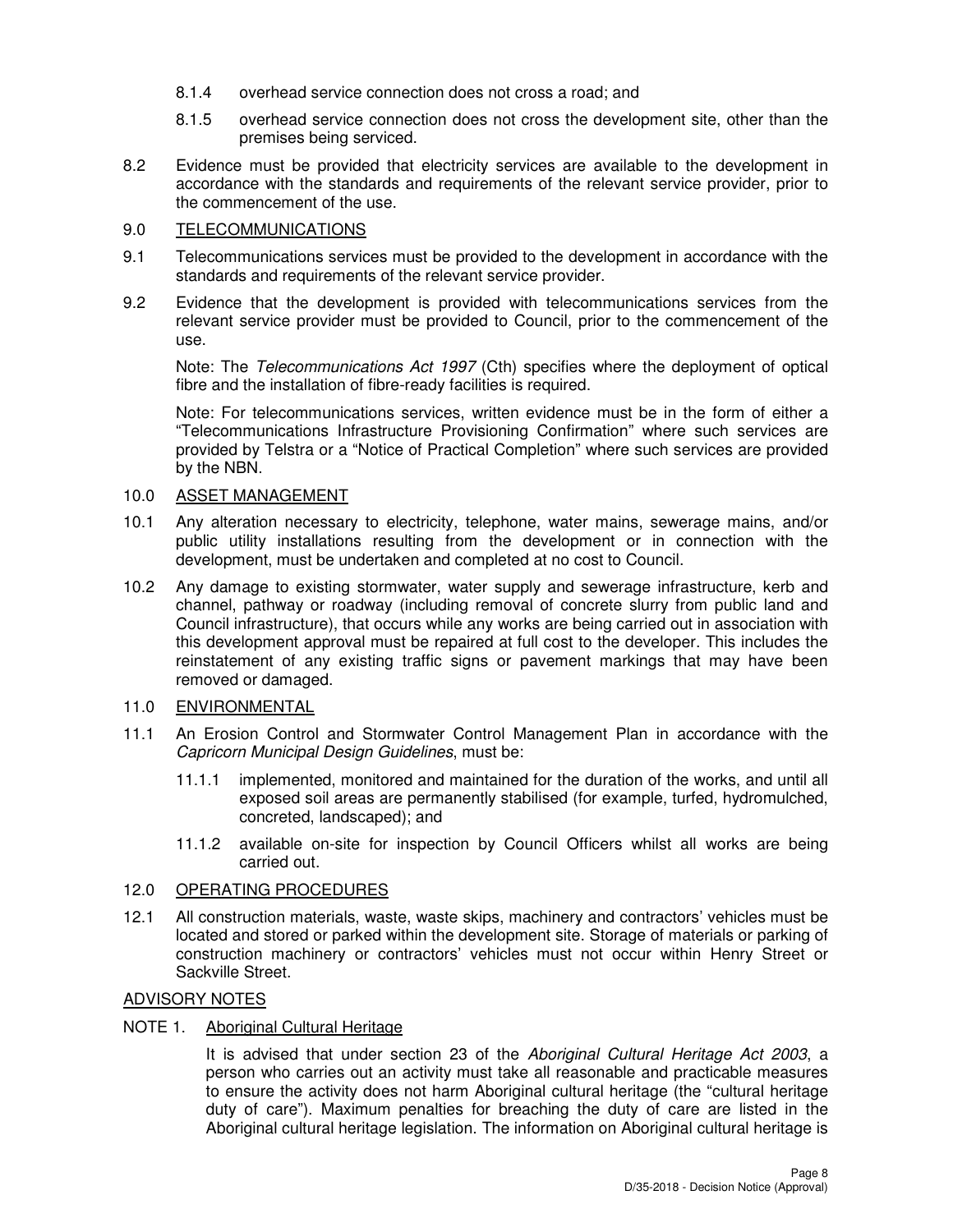8.1.4 overhead service connection does not cross a road; and

8.1.5 overhead service connection does not cross the development site, other than the premises being serviced.

8.2 Evidence must be provided that electricity services are available to the development in accordance with the standards and requirements of the relevant service provider, prior to the commencement of the use.

## 9.0 TELECOMMUNICATIONS

9.1 Telecommunications services must be provided to the development in accordance with the standards and requirements of the relevant service provider.

9.2 Evidence that the development is provided with telecommunications services from the relevant service provider must be provided to Council, prior to the commencement of the use.

Note: The *Telecommunications Act 1997* (Cth) specifies where the deployment of optical fibre and the installation of fibre-ready facilities is required.

Note: For telecommunications services, written evidence must be in the form of either a "Telecommunications Infrastructure Provisioning Confirmation" where such services are provided by Telstra or a "Notice of Practical Completion" where such services are provided by the NBN.

## 10.0 ASSET MANAGEMENT

10.1 Any alteration necessary to electricity, telephone, water mains, sewerage mains, and/or public utility installations resulting from the development or in connection with the development, must be undertaken and completed at no cost to Council.

10.2 Any damage to existing stormwater, water supply and sewerage infrastructure, kerb and channel, pathway or roadway (including removal of concrete slurry from public land and Council infrastructure), that occurs while any works are being carried out in association with this development approval must be repaired at full cost to the developer. This includes the reinstatement of any existing traffic signs or pavement markings that may have been removed or damaged.

## 11.0 ENVIRONMENTAL

11.1 An Erosion Control and Stormwater Control Management Plan in accordance with the *Capricorn Municipal Design Guidelines*, must be:

11.1.1 implemented, monitored and maintained for the duration of the works, and until all exposed soil areas are permanently stabilised (for example, turfed, hydromulched, concreted, landscaped); and

11.1.2 available on-site for inspection by Council Officers whilst all works are being carried out.

## 12.0 OPERATING PROCEDURES

12.1 All construction materials, waste, waste skips, machinery and contractors' vehicles must be located and stored or parked within the development site. Storage of materials or parking of construction machinery or contractors' vehicles must not occur within Henry Street or Sackville Street.

## ADVISORY NOTES

NOTE 1. Aboriginal Cultural Heritage

It is advised that under section 23 of the *Aboriginal Cultural Heritage Act 2003*, a person who carries out an activity must take all reasonable and practicable measures to ensure the activity does not harm Aboriginal cultural heritage (the "cultural heritage duty of care"). Maximum penalties for breaching the duty of care are listed in the Aboriginal cultural heritage legislation. The information on Aboriginal cultural heritage is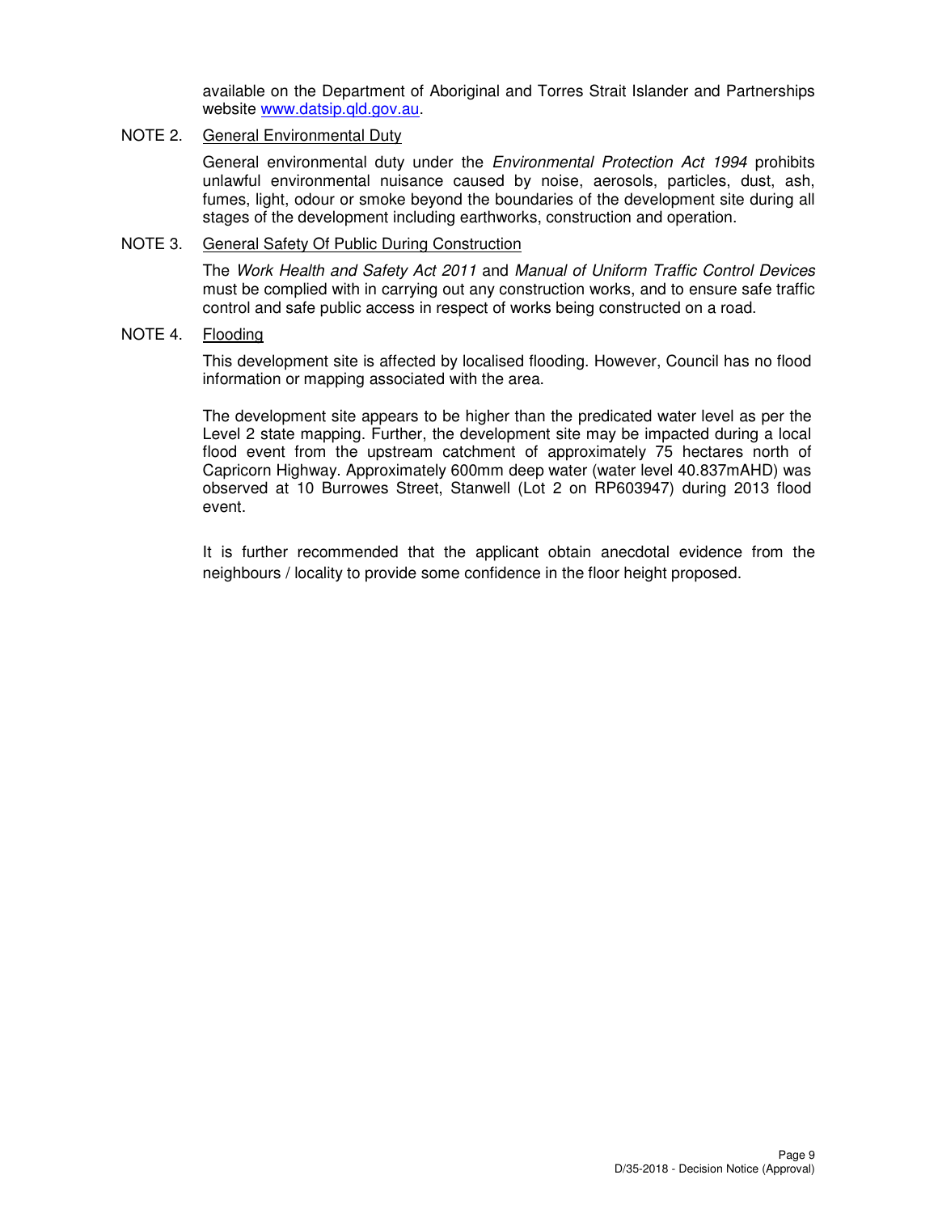available on the Department of Aboriginal and Torres Strait Islander and Partnerships website www.datsip.qld.gov.au.

NOTE 2. General Environmental Duty

General environmental duty under the *Environmental Protection Act 1994* prohibits unlawful environmental nuisance caused by noise, aerosols, particles, dust, ash, fumes, light, odour or smoke beyond the boundaries of the development site during all stages of the development including earthworks, construction and operation.

NOTE 3. General Safety Of Public During Construction

The *Work Health and Safety Act 2011* and *Manual of Uniform Traffic Control Devices* must be complied with in carrying out any construction works, and to ensure safe traffic control and safe public access in respect of works being constructed on a road.

NOTE 4. Flooding

This development site is affected by localised flooding. However, Council has no flood information or mapping associated with the area.

The development site appears to be higher than the predicated water level as per the Level 2 state mapping. Further, the development site may be impacted during a local flood event from the upstream catchment of approximately 75 hectares north of Capricorn Highway. Approximately 600mm deep water (water level 40.837mAHD) was observed at 10 Burrowes Street, Stanwell (Lot 2 on RP603947) during 2013 flood event.

It is further recommended that the applicant obtain anecdotal evidence from the neighbours / locality to provide some confidence in the floor height proposed.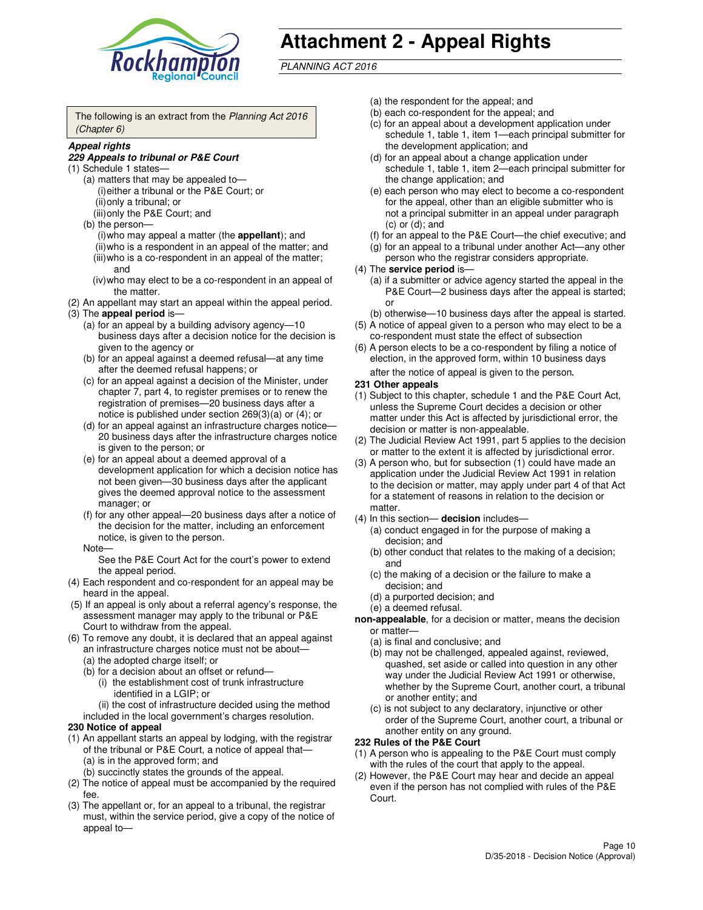# Attachment 2 - Appeal Rights

*PLANNING ACT 2016*

The following is an extract from the *Planning Act 2016 (Chapter 6)*

***Appeal rights***

***229 Appeals to tribunal or P&E Court***

(1) Schedule 1 states—
  (a) matters that may be appealed to—
    (i) either a tribunal or the P&E Court; or
    (ii) only a tribunal; or
    (iii) only the P&E Court; and
  (b) the person—
    (i) who may appeal a matter (the **appellant**); and
    (ii) who is a respondent in an appeal of the matter; and
    (iii) who is a co-respondent in an appeal of the matter; and
    (iv) who may elect to be a co-respondent in an appeal of the matter.

(2) An appellant may start an appeal within the appeal period.

(3) The **appeal period** is—
  (a) for an appeal by a building advisory agency—10 business days after a decision notice for the decision is given to the agency or
  (b) for an appeal against a deemed refusal—at any time after the deemed refusal happens; or
  (c) for an appeal against a decision of the Minister, under chapter 7, part 4, to register premises or to renew the registration of premises—20 business days after a notice is published under section 269(3)(a) or (4); or
  (d) for an appeal against an infrastructure charges notice—20 business days after the infrastructure charges notice is given to the person; or
  (e) for an appeal about a deemed approval of a development application for which a decision notice has not been given—30 business days after the applicant gives the deemed approval notice to the assessment manager; or
  (f) for any other appeal—20 business days after a notice of the decision for the matter, including an enforcement notice, is given to the person.

  Note—

  See the P&E Court Act for the court's power to extend the appeal period.

(4) Each respondent and co-respondent for an appeal may be heard in the appeal.

(5) If an appeal is only about a referral agency's response, the assessment manager may apply to the tribunal or P&E Court to withdraw from the appeal.

(6) To remove any doubt, it is declared that an appeal against an infrastructure charges notice must not be about—
  (a) the adopted charge itself; or
  (b) for a decision about an offset or refund—
    (i) the establishment cost of trunk infrastructure identified in a LGIP; or
    (ii) the cost of infrastructure decided using the method included in the local government's charges resolution.

**230 Notice of appeal**

(1) An appellant starts an appeal by lodging, with the registrar of the tribunal or P&E Court, a notice of appeal that—
  (a) is in the approved form; and
  (b) succinctly states the grounds of the appeal.

(2) The notice of appeal must be accompanied by the required fee.

(3) The appellant or, for an appeal to a tribunal, the registrar must, within the service period, give a copy of the notice of appeal to—
  (a) the respondent for the appeal; and
  (b) each co-respondent for the appeal; and
  (c) for an appeal about a development application under schedule 1, table 1, item 1—each principal submitter for the development application; and
  (d) for an appeal about a change application under schedule 1, table 1, item 2—each principal submitter for the change application; and
  (e) each person who may elect to become a co-respondent for the appeal, other than an eligible submitter who is not a principal submitter in an appeal under paragraph (c) or (d); and
  (f) for an appeal to the P&E Court—the chief executive; and
  (g) for an appeal to a tribunal under another Act—any other person who the registrar considers appropriate.

(4) The **service period** is—
  (a) if a submitter or advice agency started the appeal in the P&E Court—2 business days after the appeal is started; or
  (b) otherwise—10 business days after the appeal is started.

(5) A notice of appeal given to a person who may elect to be a co-respondent must state the effect of subsection

(6) A person elects to be a co-respondent by filing a notice of election, in the approved form, within 10 business days after the notice of appeal is given to the person.

**231 Other appeals**

(1) Subject to this chapter, schedule 1 and the P&E Court Act, unless the Supreme Court decides a decision or other matter under this Act is affected by jurisdictional error, the decision or matter is non-appealable.

(2) The Judicial Review Act 1991, part 5 applies to the decision or matter to the extent it is affected by jurisdictional error.

(3) A person who, but for subsection (1) could have made an application under the Judicial Review Act 1991 in relation to the decision or matter, may apply under part 4 of that Act for a statement of reasons in relation to the decision or matter.

(4) In this section— **decision** includes—
  (a) conduct engaged in for the purpose of making a decision; and
  (b) other conduct that relates to the making of a decision; and
  (c) the making of a decision or the failure to make a decision; and
  (d) a purported decision; and
  (e) a deemed refusal.

**non-appealable**, for a decision or matter, means the decision or matter—
  (a) is final and conclusive; and
  (b) may not be challenged, appealed against, reviewed, quashed, set aside or called into question in any other way under the Judicial Review Act 1991 or otherwise, whether by the Supreme Court, another court, a tribunal or another entity; and
  (c) is not subject to any declaratory, injunctive or other order of the Supreme Court, another court, a tribunal or another entity on any ground.

**232 Rules of the P&E Court**

(1) A person who is appealing to the P&E Court must comply with the rules of the court that apply to the appeal.

(2) However, the P&E Court may hear and decide an appeal even if the person has not complied with rules of the P&E Court.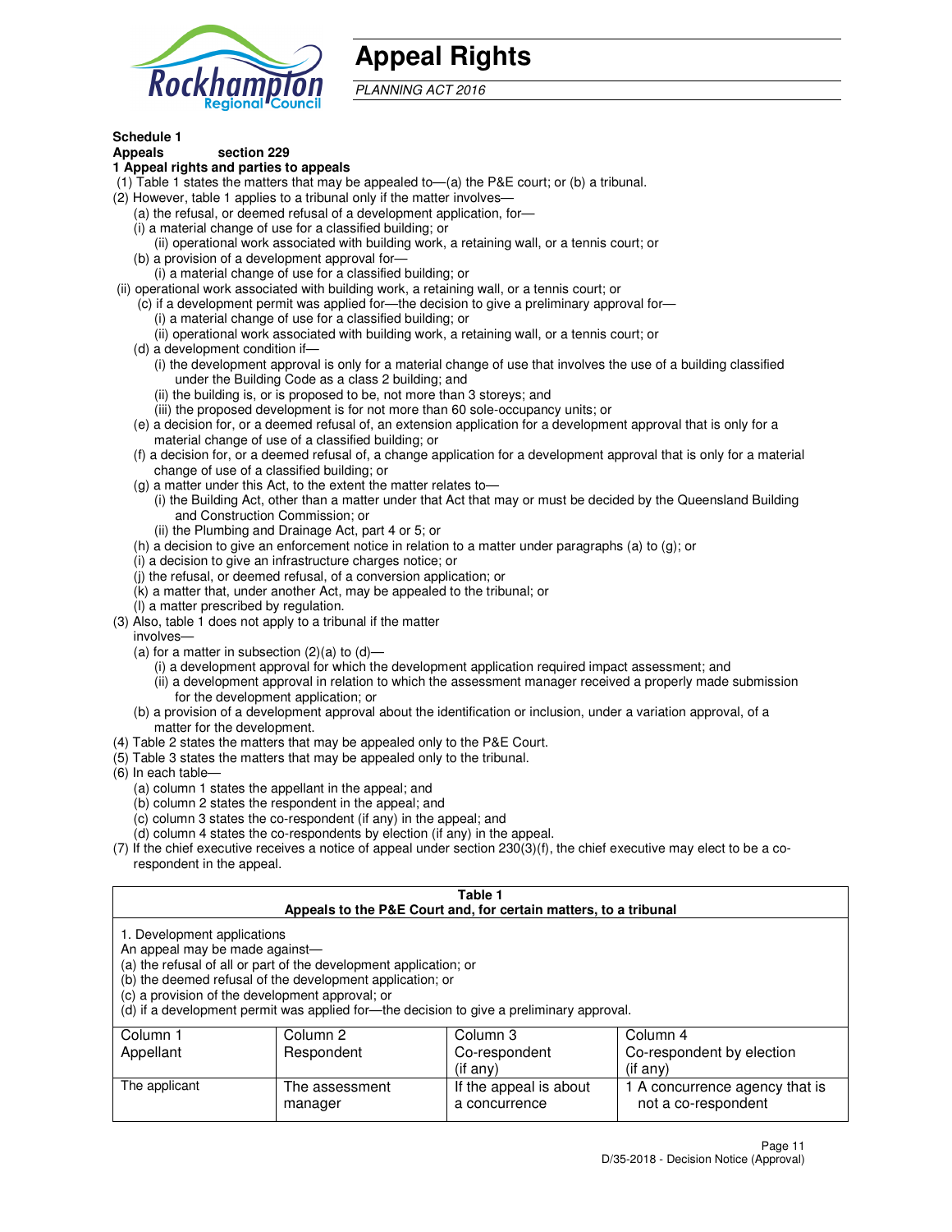# Appeal Rights

*PLANNING ACT 2016*

**Schedule 1**
**Appeals section 229**
**1 Appeal rights and parties to appeals**

(1) Table 1 states the matters that may be appealed to—(a) the P&E court; or (b) a tribunal.

(2) However, table 1 applies to a tribunal only if the matter involves—

- (a) the refusal, or deemed refusal of a development application, for—
  - (i) a material change of use for a classified building; or
  - (ii) operational work associated with building work, a retaining wall, or a tennis court; or
- (b) a provision of a development approval for—
  - (i) a material change of use for a classified building; or
  - (ii) operational work associated with building work, a retaining wall, or a tennis court; or
- (c) if a development permit was applied for—the decision to give a preliminary approval for—
  - (i) a material change of use for a classified building; or
  - (ii) operational work associated with building work, a retaining wall, or a tennis court; or
- (d) a development condition if—
  - (i) the development approval is only for a material change of use that involves the use of a building classified under the Building Code as a class 2 building; and
  - (ii) the building is, or is proposed to be, not more than 3 storeys; and
  - (iii) the proposed development is for not more than 60 sole-occupancy units; or
- (e) a decision for, or a deemed refusal of, an extension application for a development approval that is only for a material change of use of a classified building; or
- (f) a decision for, or a deemed refusal of, a change application for a development approval that is only for a material change of use of a classified building; or
- (g) a matter under this Act, to the extent the matter relates to—
  - (i) the Building Act, other than a matter under that Act that may or must be decided by the Queensland Building and Construction Commission; or
  - (ii) the Plumbing and Drainage Act, part 4 or 5; or
- (h) a decision to give an enforcement notice in relation to a matter under paragraphs (a) to (g); or
- (i) a decision to give an infrastructure charges notice; or
- (j) the refusal, or deemed refusal, of a conversion application; or
- (k) a matter that, under another Act, may be appealed to the tribunal; or
- (l) a matter prescribed by regulation.

(3) Also, table 1 does not apply to a tribunal if the matter involves—

- (a) for a matter in subsection (2)(a) to (d)—
  - (i) a development approval for which the development application required impact assessment; and
  - (ii) a development approval in relation to which the assessment manager received a properly made submission for the development application; or
- (b) a provision of a development approval about the identification or inclusion, under a variation approval, of a matter for the development.

(4) Table 2 states the matters that may be appealed only to the P&E Court.

(5) Table 3 states the matters that may be appealed only to the tribunal.

(6) In each table—

- (a) column 1 states the appellant in the appeal; and
- (b) column 2 states the respondent in the appeal; and
- (c) column 3 states the co-respondent (if any) in the appeal; and
- (d) column 4 states the co-respondents by election (if any) in the appeal.

(7) If the chief executive receives a notice of appeal under section 230(3)(f), the chief executive may elect to be a co-respondent in the appeal.

**Table 1**
**Appeals to the P&E Court and, for certain matters, to a tribunal**

1. Development applications
An appeal may be made against—
(a) the refusal of all or part of the development application; or
(b) the deemed refusal of the development application; or
(c) a provision of the development approval; or
(d) if a development permit was applied for—the decision to give a preliminary approval.

| Column 1<br>Appellant | Column 2<br>Respondent | Column 3<br>Co-respondent<br>(if any) | Column 4<br>Co-respondent by election<br>(if any) |
|---|---|---|---|
| The applicant | The assessment manager | If the appeal is about a concurrence | 1 A concurrence agency that is not a co-respondent |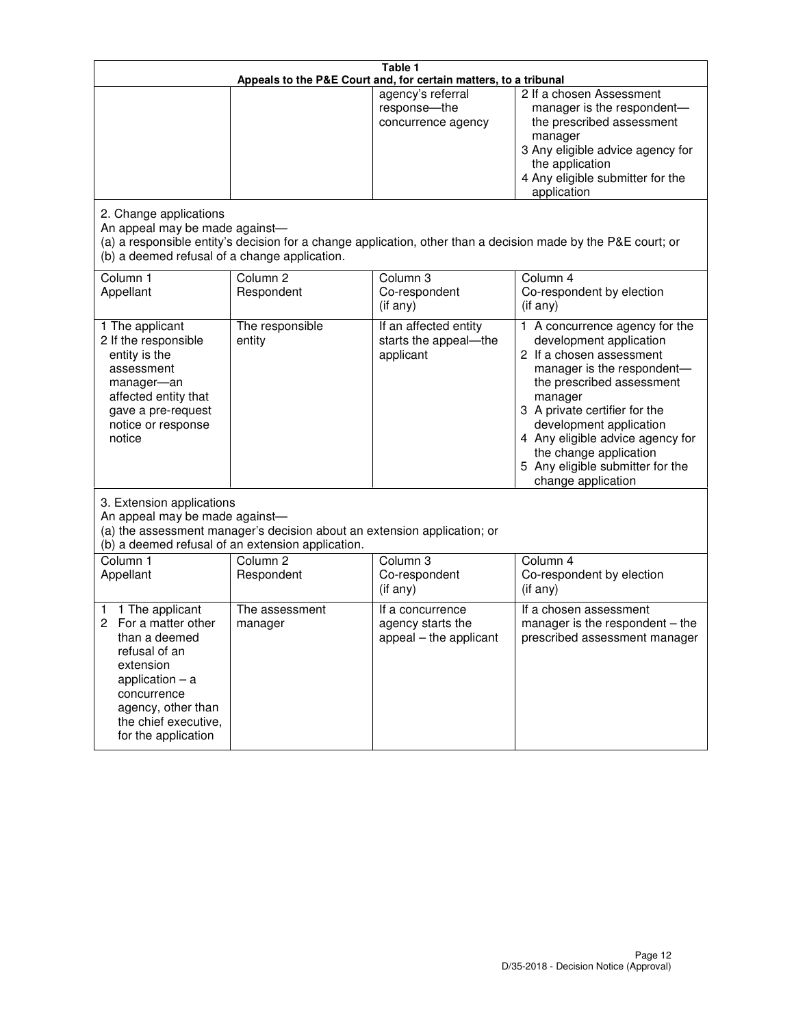| Table 1 | | | |
|---|---|---|---|
| Appeals to the P&E Court and, for certain matters, to a tribunal | | | |
| | | agency's referral response—the concurrence agency | 2 If a chosen Assessment manager is the respondent—the prescribed assessment manager<br>3 Any eligible advice agency for the application<br>4 Any eligible submitter for the application |
| 2. Change applications<br>An appeal may be made against—<br>(a) a responsible entity's decision for a change application, other than a decision made by the P&E court; or<br>(b) a deemed refusal of a change application. | | | |
| Column 1<br>Appellant | Column 2<br>Respondent | Column 3<br>Co-respondent<br>(if any) | Column 4<br>Co-respondent by election<br>(if any) |
| 1 The applicant<br>2 If the responsible entity is the assessment manager—an affected entity that gave a pre-request notice or response notice | The responsible entity | If an affected entity starts the appeal—the applicant | 1 A concurrence agency for the development application<br>2 If a chosen assessment manager is the respondent—the prescribed assessment manager<br>3 A private certifier for the development application<br>4 Any eligible advice agency for the change application<br>5 Any eligible submitter for the change application |
| 3. Extension applications<br>An appeal may be made against—<br>(a) the assessment manager's decision about an extension application; or<br>(b) a deemed refusal of an extension application. | | | |
| Column 1<br>Appellant | Column 2<br>Respondent | Column 3<br>Co-respondent<br>(if any) | Column 4<br>Co-respondent by election<br>(if any) |
| 1 1 The applicant<br>2 For a matter other than a deemed refusal of an extension application – a concurrence agency, other than the chief executive, for the application | The assessment manager | If a concurrence agency starts the appeal – the applicant | If a chosen assessment manager is the respondent – the prescribed assessment manager |

D/35-2018 - Decision Notice (Approval)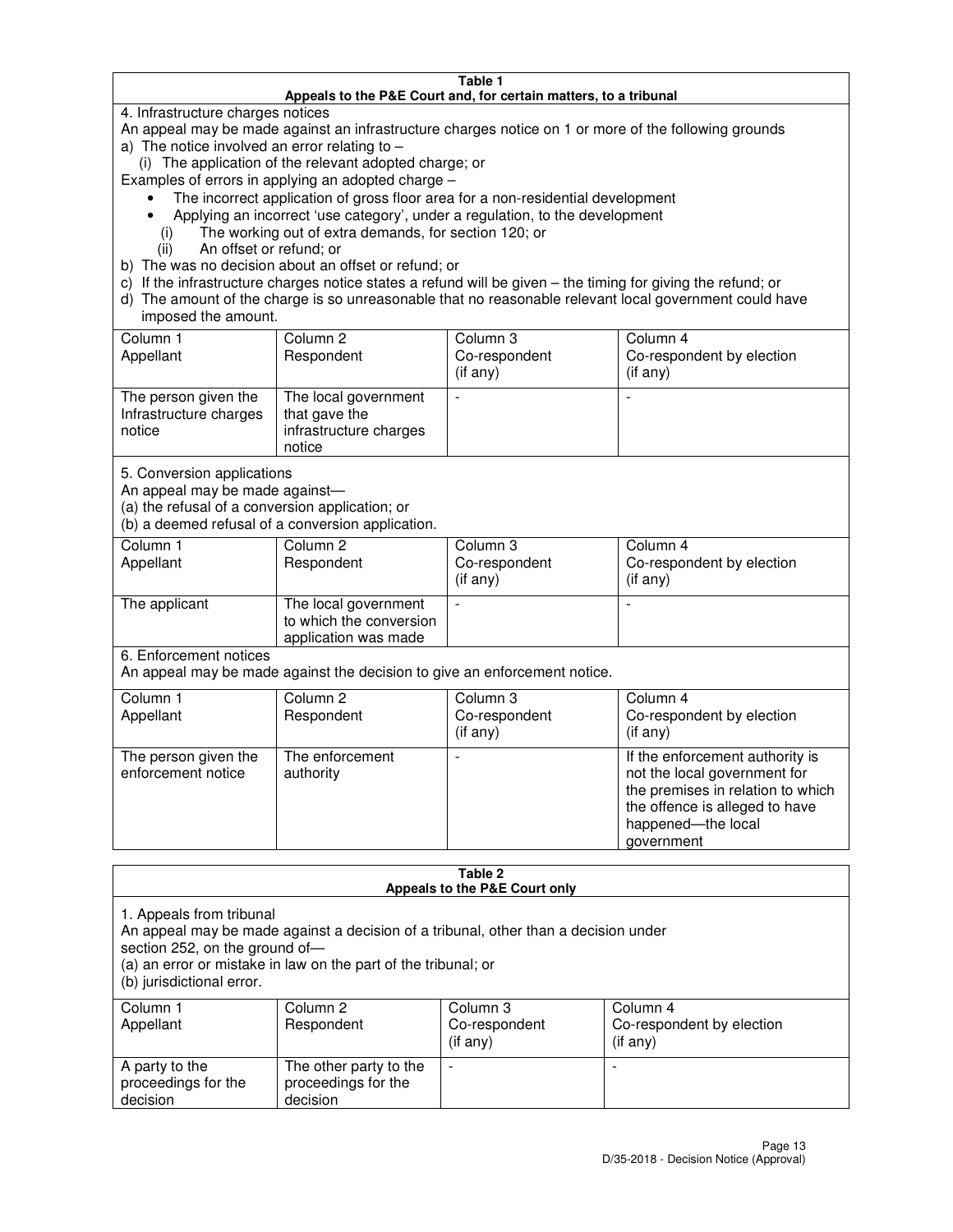**Table 1**
**Appeals to the P&E Court and, for certain matters, to a tribunal**

4. Infrastructure charges notices

An appeal may be made against an infrastructure charges notice on 1 or more of the following grounds

a) The notice involved an error relating to –

 (i) The application of the relevant adopted charge; or

Examples of errors in applying an adopted charge –

- The incorrect application of gross floor area for a non-residential development
- Applying an incorrect 'use category', under a regulation, to the development

 (i) The working out of extra demands, for section 120; or

 (ii) An offset or refund; or

b) The was no decision about an offset or refund; or

c) If the infrastructure charges notice states a refund will be given – the timing for giving the refund; or

d) The amount of the charge is so unreasonable that no reasonable relevant local government could have imposed the amount.

| Column 1 Appellant | Column 2 Respondent | Column 3 Co-respondent (if any) | Column 4 Co-respondent by election (if any) |
|---|---|---|---|
| The person given the Infrastructure charges notice | The local government that gave the infrastructure charges notice | - | - |

5. Conversion applications

An appeal may be made against—

(a) the refusal of a conversion application; or

(b) a deemed refusal of a conversion application.

| Column 1 Appellant | Column 2 Respondent | Column 3 Co-respondent (if any) | Column 4 Co-respondent by election (if any) |
|---|---|---|---|
| The applicant | The local government to which the conversion application was made | - | - |

6. Enforcement notices

An appeal may be made against the decision to give an enforcement notice.

| Column 1 Appellant | Column 2 Respondent | Column 3 Co-respondent (if any) | Column 4 Co-respondent by election (if any) |
|---|---|---|---|
| The person given the enforcement notice | The enforcement authority | - | If the enforcement authority is not the local government for the premises in relation to which the offence is alleged to have happened—the local government |

**Table 2**
**Appeals to the P&E Court only**

1. Appeals from tribunal

An appeal may be made against a decision of a tribunal, other than a decision under section 252, on the ground of—

(a) an error or mistake in law on the part of the tribunal; or

(b) jurisdictional error.

| Column 1 Appellant | Column 2 Respondent | Column 3 Co-respondent (if any) | Column 4 Co-respondent by election (if any) |
|---|---|---|---|
| A party to the proceedings for the decision | The other party to the proceedings for the decision | - | - |

D/35-2018 - Decision Notice (Approval)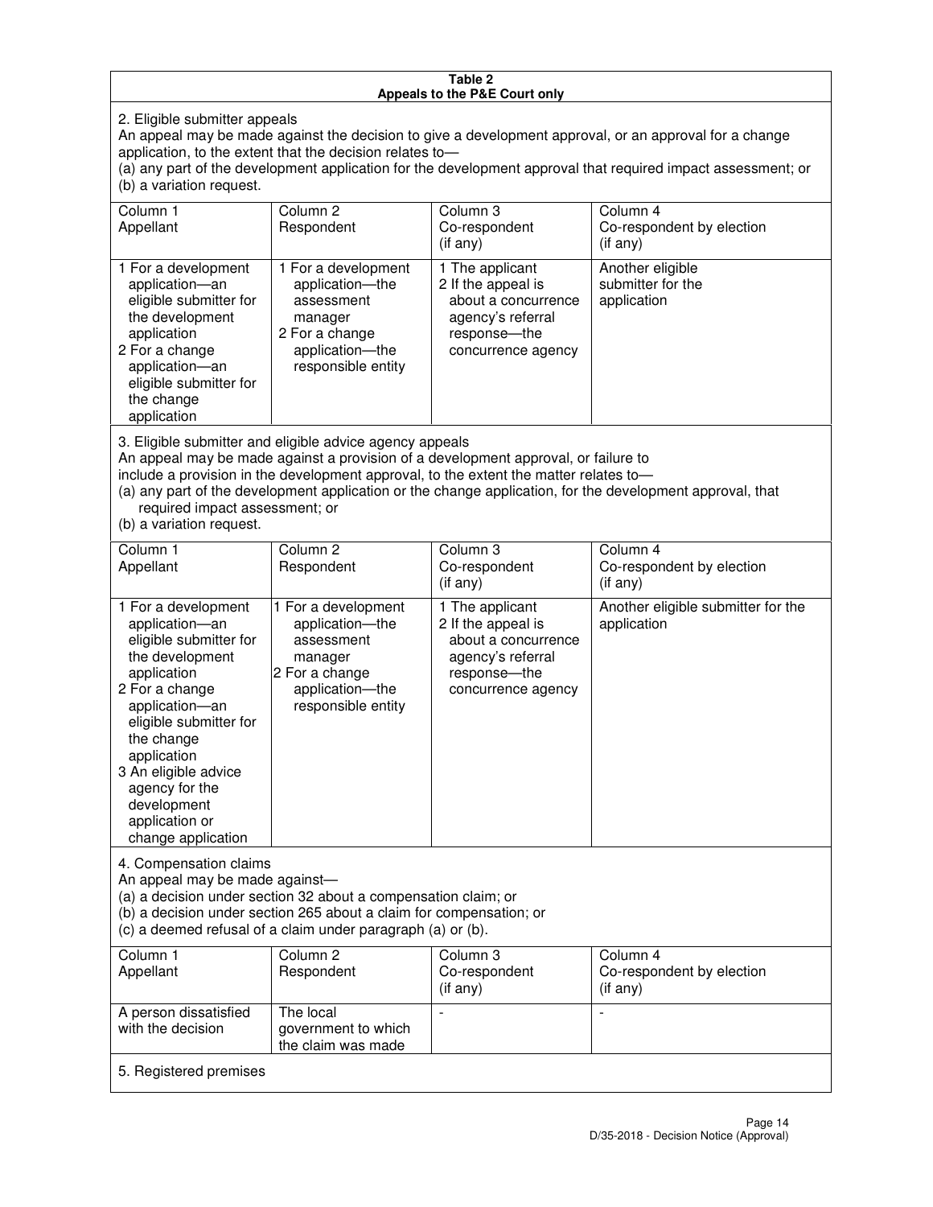**Table 2**
**Appeals to the P&E Court only**

2. Eligible submitter appeals

An appeal may be made against the decision to give a development approval, or an approval for a change application, to the extent that the decision relates to—

(a) any part of the development application for the development approval that required impact assessment; or

(b) a variation request.

| Column 1<br>Appellant | Column 2<br>Respondent | Column 3<br>Co-respondent<br>(if any) | Column 4<br>Co-respondent by election<br>(if any) |
|---|---|---|---|
| 1 For a development application—an eligible submitter for the development application<br>2 For a change application—an eligible submitter for the change application | 1 For a development application—the assessment manager<br>2 For a change application—the responsible entity | 1 The applicant<br>2 If the appeal is about a concurrence agency's referral response—the concurrence agency | Another eligible submitter for the application |

3. Eligible submitter and eligible advice agency appeals

An appeal may be made against a provision of a development approval, or failure to include a provision in the development approval, to the extent the matter relates to—

(a) any part of the development application or the change application, for the development approval, that required impact assessment; or

(b) a variation request.

| Column 1<br>Appellant | Column 2<br>Respondent | Column 3<br>Co-respondent<br>(if any) | Column 4<br>Co-respondent by election<br>(if any) |
|---|---|---|---|
| 1 For a development application—an eligible submitter for the development application<br>2 For a change application—an eligible submitter for the change application<br>3 An eligible advice agency for the development application or change application | 1 For a development application—the assessment manager<br>2 For a change application—the responsible entity | 1 The applicant<br>2 If the appeal is about a concurrence agency's referral response—the concurrence agency | Another eligible submitter for the application |

4. Compensation claims

An appeal may be made against—

(a) a decision under section 32 about a compensation claim; or

(b) a decision under section 265 about a claim for compensation; or

(c) a deemed refusal of a claim under paragraph (a) or (b).

| Column 1<br>Appellant | Column 2<br>Respondent | Column 3<br>Co-respondent<br>(if any) | Column 4<br>Co-respondent by election<br>(if any) |
|---|---|---|---|
| A person dissatisfied with the decision | The local government to which the claim was made | - | - |

5. Registered premises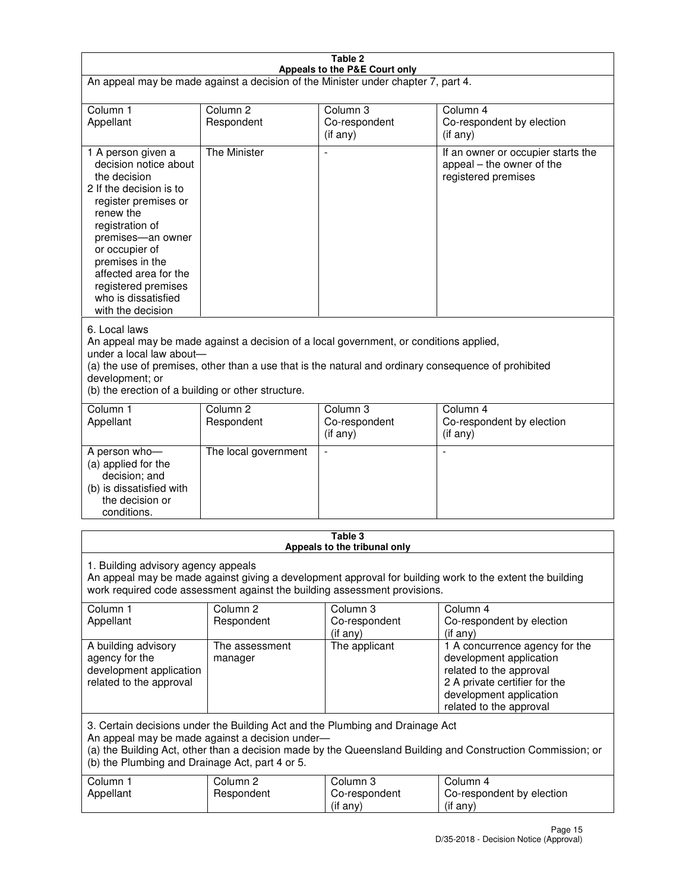**Table 2**
**Appeals to the P&E Court only**

An appeal may be made against a decision of the Minister under chapter 7, part 4.

| Column 1<br>Appellant | Column 2<br>Respondent | Column 3<br>Co-respondent<br>(if any) | Column 4<br>Co-respondent by election<br>(if any) |
|---|---|---|---|
| 1 A person given a decision notice about the decision<br>2 If the decision is to register premises or renew the registration of premises—an owner or occupier of premises in the affected area for the registered premises who is dissatisfied with the decision | The Minister | - | If an owner or occupier starts the appeal – the owner of the registered premises |

6. Local laws

An appeal may be made against a decision of a local government, or conditions applied, under a local law about—
(a) the use of premises, other than a use that is the natural and ordinary consequence of prohibited development; or
(b) the erection of a building or other structure.

| Column 1<br>Appellant | Column 2<br>Respondent | Column 3<br>Co-respondent<br>(if any) | Column 4<br>Co-respondent by election<br>(if any) |
|---|---|---|---|
| A person who—<br>(a) applied for the decision; and<br>(b) is dissatisfied with the decision or conditions. | The local government | - | - |

**Table 3**
**Appeals to the tribunal only**

1. Building advisory agency appeals

An appeal may be made against giving a development approval for building work to the extent the building work required code assessment against the building assessment provisions.

| Column 1<br>Appellant | Column 2<br>Respondent | Column 3<br>Co-respondent<br>(if any) | Column 4<br>Co-respondent by election<br>(if any) |
|---|---|---|---|
| A building advisory agency for the development application related to the approval | The assessment manager | The applicant | 1 A concurrence agency for the development application related to the approval<br>2 A private certifier for the development application related to the approval |

3. Certain decisions under the Building Act and the Plumbing and Drainage Act

An appeal may be made against a decision under—
(a) the Building Act, other than a decision made by the Queensland Building and Construction Commission; or
(b) the Plumbing and Drainage Act, part 4 or 5.

| Column 1<br>Appellant | Column 2<br>Respondent | Column 3<br>Co-respondent<br>(if any) | Column 4<br>Co-respondent by election<br>(if any) |
|---|---|---|---|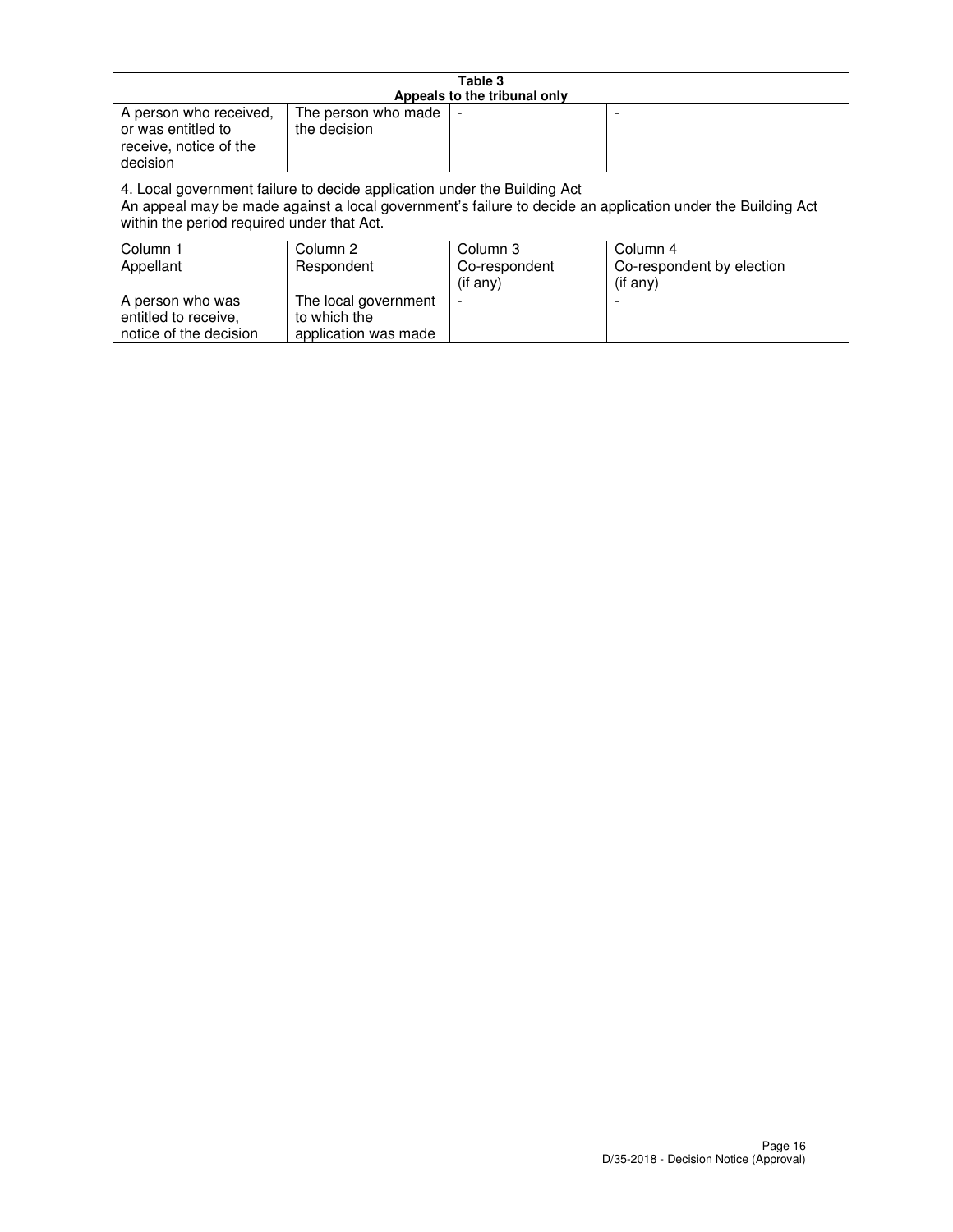| Table 3<br>Appeals to the tribunal only | | | |
|---|---|---|---|
| A person who received, or was entitled to receive, notice of the decision | The person who made the decision | - | - |

4. Local government failure to decide application under the Building Act
An appeal may be made against a local government's failure to decide an application under the Building Act within the period required under that Act.

| Column 1<br>Appellant | Column 2<br>Respondent | Column 3<br>Co-respondent<br>(if any) | Column 4<br>Co-respondent by election<br>(if any) |
|---|---|---|---|
| A person who was entitled to receive, notice of the decision | The local government to which the application was made | - | - |

D/35-2018 - Decision Notice (Approval)